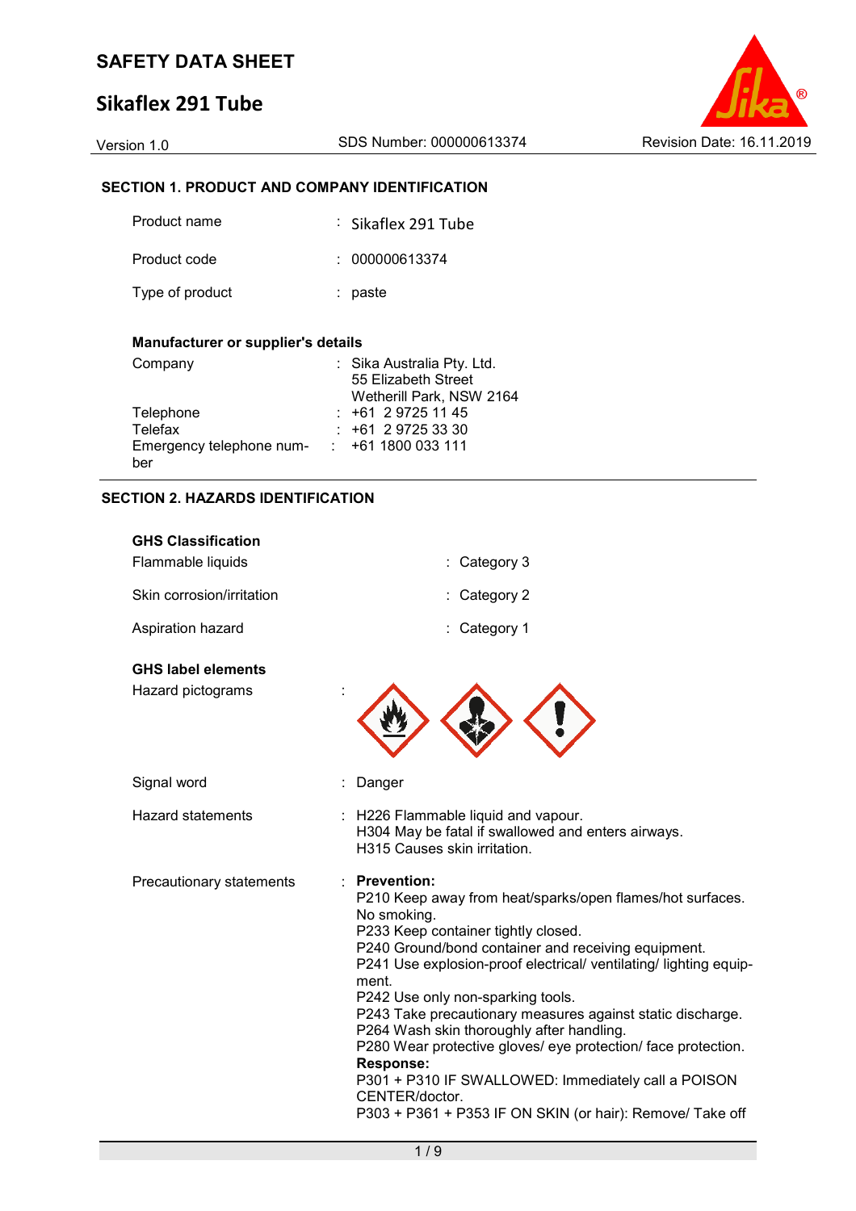# SAFETY DATA SHEET

## Sikaflex 291 Tube

Version 1.0 | SDS Number: 000000613374 | Revision Date: 16.11.2019

### SECTION 1. PRODUCT AND COMPANY IDENTIFICATION

| | | |
|---|---|---|
| Product name | : | Sikaflex 291 Tube |
| Product code | : | 000000613374 |
| Type of product | : | paste |

**Manufacturer or supplier's details**

| | | |
|---|---|---|
| Company | : | Sika Australia Pty. Ltd.<br>55 Elizabeth Street<br>Wetherill Park, NSW 2164 |
| Telephone | : | +61 2 9725 11 45 |
| Telefax | : | +61 2 9725 33 30 |
| Emergency telephone number | : | +61 1800 033 111 |

### SECTION 2. HAZARDS IDENTIFICATION

**GHS Classification**

| | | |
|---|---|---|
| Flammable liquids | : | Category 3 |
| Skin corrosion/irritation | : | Category 2 |
| Aspiration hazard | : | Category 1 |

**GHS label elements**

Hazard pictograms :

Signal word : Danger

Hazard statements :
H226 Flammable liquid and vapour.
H304 May be fatal if swallowed and enters airways.
H315 Causes skin irritation.

Precautionary statements :

**Prevention:**
P210 Keep away from heat/sparks/open flames/hot surfaces. No smoking.
P233 Keep container tightly closed.
P240 Ground/bond container and receiving equipment.
P241 Use explosion-proof electrical/ ventilating/ lighting equipment.
P242 Use only non-sparking tools.
P243 Take precautionary measures against static discharge.
P264 Wash skin thoroughly after handling.
P280 Wear protective gloves/ eye protection/ face protection.

**Response:**
P301 + P310 IF SWALLOWED: Immediately call a POISON CENTER/doctor.
P303 + P361 + P353 IF ON SKIN (or hair): Remove/ Take off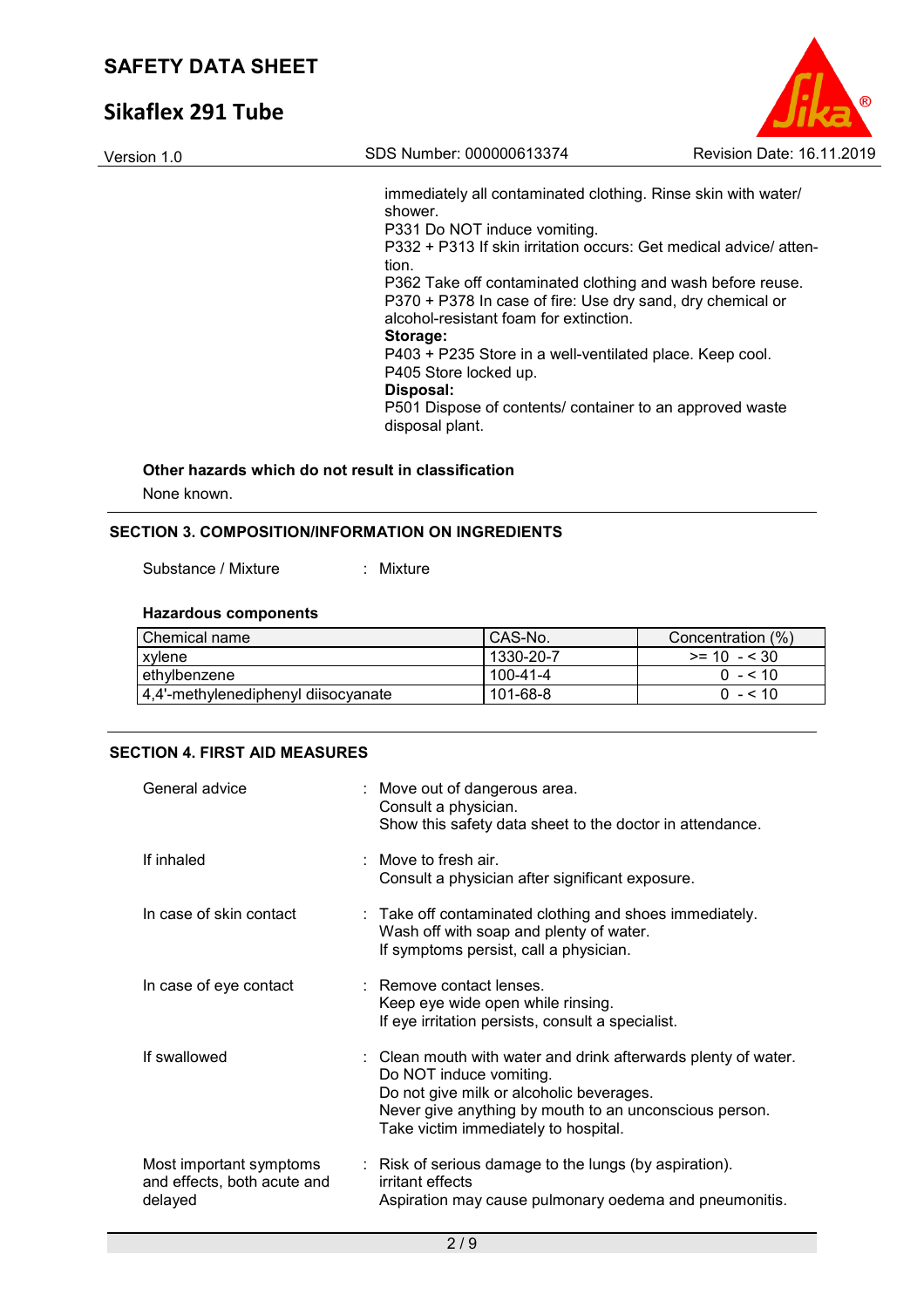immediately all contaminated clothing. Rinse skin with water/ shower.
P331 Do NOT induce vomiting.
P332 + P313 If skin irritation occurs: Get medical advice/ attention.
P362 Take off contaminated clothing and wash before reuse.
P370 + P378 In case of fire: Use dry sand, dry chemical or alcohol-resistant foam for extinction.
**Storage:**
P403 + P235 Store in a well-ventilated place. Keep cool.
P405 Store locked up.
**Disposal:**
P501 Dispose of contents/ container to an approved waste disposal plant.

**Other hazards which do not result in classification**

None known.

## SECTION 3. COMPOSITION/INFORMATION ON INGREDIENTS

Substance / Mixture : Mixture

**Hazardous components**

| Chemical name | CAS-No. | Concentration (%) |
|---|---|---|
| xylene | 1330-20-7 | >= 10 - < 30 |
| ethylbenzene | 100-41-4 | 0 - < 10 |
| 4,4'-methylenediphenyl diisocyanate | 101-68-8 | 0 - < 10 |

## SECTION 4. FIRST AID MEASURES

General advice : Move out of dangerous area.
Consult a physician.
Show this safety data sheet to the doctor in attendance.

If inhaled : Move to fresh air.
Consult a physician after significant exposure.

In case of skin contact : Take off contaminated clothing and shoes immediately.
Wash off with soap and plenty of water.
If symptoms persist, call a physician.

In case of eye contact : Remove contact lenses.
Keep eye wide open while rinsing.
If eye irritation persists, consult a specialist.

If swallowed : Clean mouth with water and drink afterwards plenty of water.
Do NOT induce vomiting.
Do not give milk or alcoholic beverages.
Never give anything by mouth to an unconscious person.
Take victim immediately to hospital.

Most important symptoms and effects, both acute and delayed : Risk of serious damage to the lungs (by aspiration).
irritant effects
Aspiration may cause pulmonary oedema and pneumonitis.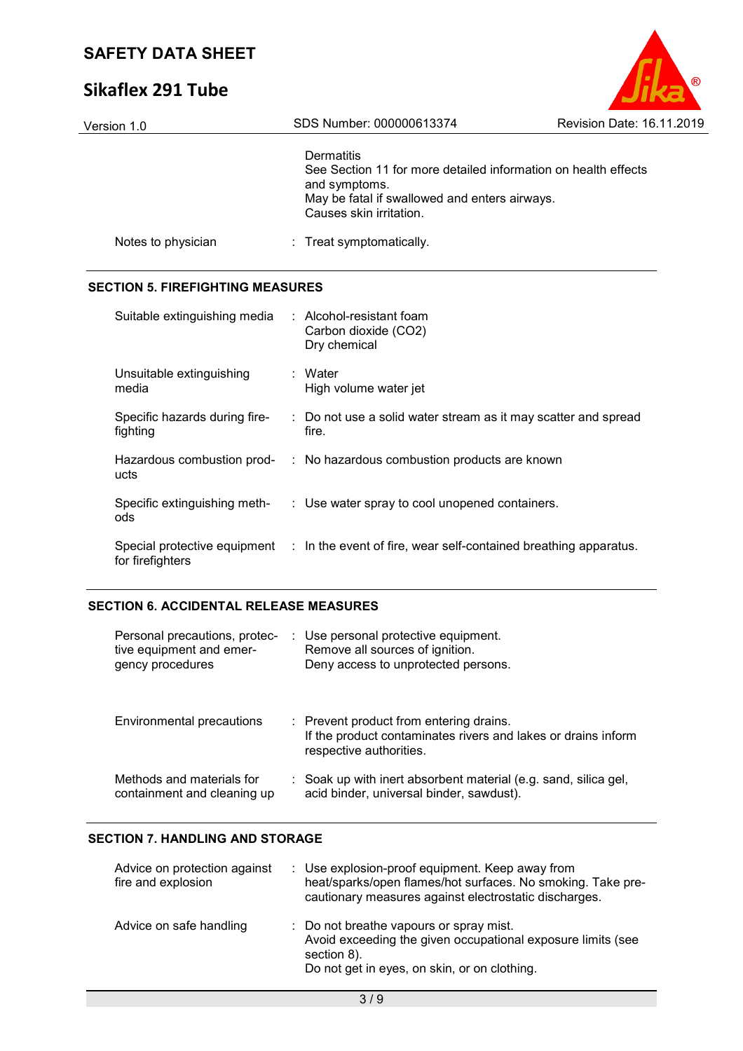| | | |
|---|---|---|
| | | Dermatitis<br>See Section 11 for more detailed information on health effects and symptoms.<br>May be fatal if swallowed and enters airways.<br>Causes skin irritation. |
| Notes to physician | : | Treat symptomatically. |

## SECTION 5. FIREFIGHTING MEASURES

| | | |
|---|---|---|
| Suitable extinguishing media | : | Alcohol-resistant foam<br>Carbon dioxide ($CO_2$)<br>Dry chemical |
| Unsuitable extinguishing media | : | Water<br>High volume water jet |
| Specific hazards during fire-fighting | : | Do not use a solid water stream as it may scatter and spread fire. |
| Hazardous combustion products | : | No hazardous combustion products are known |
| Specific extinguishing methods | : | Use water spray to cool unopened containers. |
| Special protective equipment for firefighters | : | In the event of fire, wear self-contained breathing apparatus. |

## SECTION 6. ACCIDENTAL RELEASE MEASURES

| | | |
|---|---|---|
| Personal precautions, protective equipment and emergency procedures | : | Use personal protective equipment.<br>Remove all sources of ignition.<br>Deny access to unprotected persons. |
| Environmental precautions | : | Prevent product from entering drains.<br>If the product contaminates rivers and lakes or drains inform respective authorities. |
| Methods and materials for containment and cleaning up | : | Soak up with inert absorbent material (e.g. sand, silica gel, acid binder, universal binder, sawdust). |

## SECTION 7. HANDLING AND STORAGE

| | | |
|---|---|---|
| Advice on protection against fire and explosion | : | Use explosion-proof equipment. Keep away from heat/sparks/open flames/hot surfaces. No smoking. Take precautionary measures against electrostatic discharges. |
| Advice on safe handling | : | Do not breathe vapours or spray mist.<br>Avoid exceeding the given occupational exposure limits (see section 8).<br>Do not get in eyes, on skin, or on clothing. |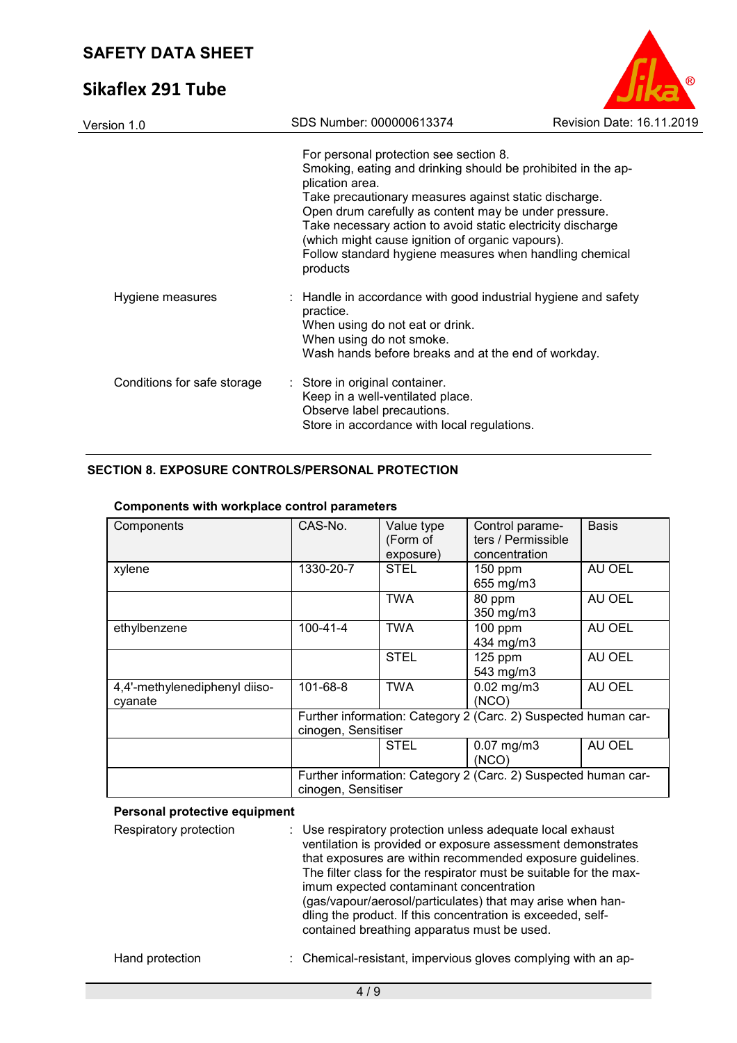For personal protection see section 8.
Smoking, eating and drinking should be prohibited in the application area.
Take precautionary measures against static discharge.
Open drum carefully as content may be under pressure.
Take necessary action to avoid static electricity discharge (which might cause ignition of organic vapours).
Follow standard hygiene measures when handling chemical products

Hygiene measures : Handle in accordance with good industrial hygiene and safety practice.
When using do not eat or drink.
When using do not smoke.
Wash hands before breaks and at the end of workday.

Conditions for safe storage : Store in original container.
Keep in a well-ventilated place.
Observe label precautions.
Store in accordance with local regulations.

## SECTION 8. EXPOSURE CONTROLS/PERSONAL PROTECTION

**Components with workplace control parameters**

| Components | CAS-No. | Value type (Form of exposure) | Control parameters / Permissible concentration | Basis |
|---|---|---|---|---|
| xylene | 1330-20-7 | STEL | 150 ppm<br>655 mg/m3 | AU OEL |
| | | TWA | 80 ppm<br>350 mg/m3 | AU OEL |
| ethylbenzene | 100-41-4 | TWA | 100 ppm<br>434 mg/m3 | AU OEL |
| | | STEL | 125 ppm<br>543 mg/m3 | AU OEL |
| 4,4'-methylenediphenyl diisocyanate | 101-68-8 | TWA | 0.02 mg/m3<br>(NCO) | AU OEL |
| | Further information: Category 2 (Carc. 2) Suspected human carcinogen, Sensitiser | | | |
| | | STEL | 0.07 mg/m3<br>(NCO) | AU OEL |
| | Further information: Category 2 (Carc. 2) Suspected human carcinogen, Sensitiser | | | |

**Personal protective equipment**

Respiratory protection : Use respiratory protection unless adequate local exhaust ventilation is provided or exposure assessment demonstrates that exposures are within recommended exposure guidelines.
The filter class for the respirator must be suitable for the maximum expected contaminant concentration (gas/vapour/aerosol/particulates) that may arise when handling the product. If this concentration is exceeded, self-contained breathing apparatus must be used.

Hand protection : Chemical-resistant, impervious gloves complying with an ap-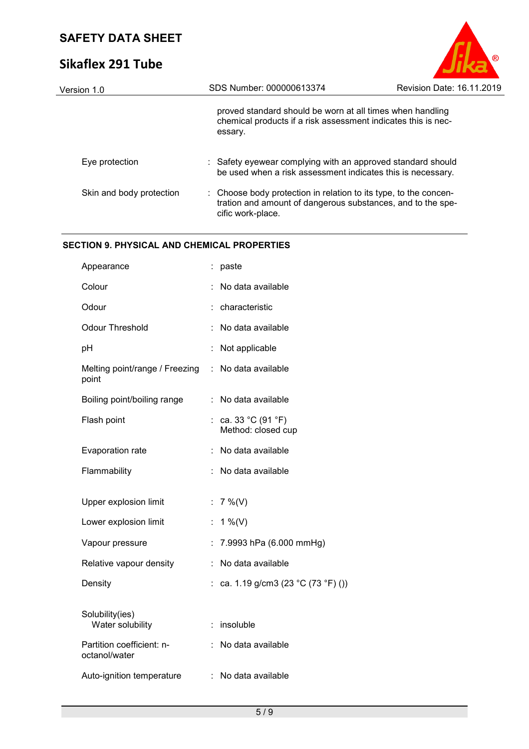| | | |
|---|---|---|
| | | proved standard should be worn at all times when handling chemical products if a risk assessment indicates this is necessary. |
| Eye protection | : | Safety eyewear complying with an approved standard should be used when a risk assessment indicates this is necessary. |
| Skin and body protection | : | Choose body protection in relation to its type, to the concentration and amount of dangerous substances, and to the specific work-place. |

## SECTION 9. PHYSICAL AND CHEMICAL PROPERTIES

| | | |
|---|---|---|
| Appearance | : | paste |
| Colour | : | No data available |
| Odour | : | characteristic |
| Odour Threshold | : | No data available |
| pH | : | Not applicable |
| Melting point/range / Freezing point | : | No data available |
| Boiling point/boiling range | : | No data available |
| Flash point | : | ca. 33 °C (91 °F)<br>Method: closed cup |
| Evaporation rate | : | No data available |
| Flammability | : | No data available |
| Upper explosion limit | : | 7 %(V) |
| Lower explosion limit | : | 1 %(V) |
| Vapour pressure | : | 7.9993 hPa (6.000 mmHg) |
| Relative vapour density | : | No data available |
| Density | : | ca. 1.19 g/cm3 (23 °C (73 °F) ()) |
| Solubility(ies)<br>Water solubility | : | insoluble |
| Partition coefficient: n-octanol/water | : | No data available |
| Auto-ignition temperature | : | No data available |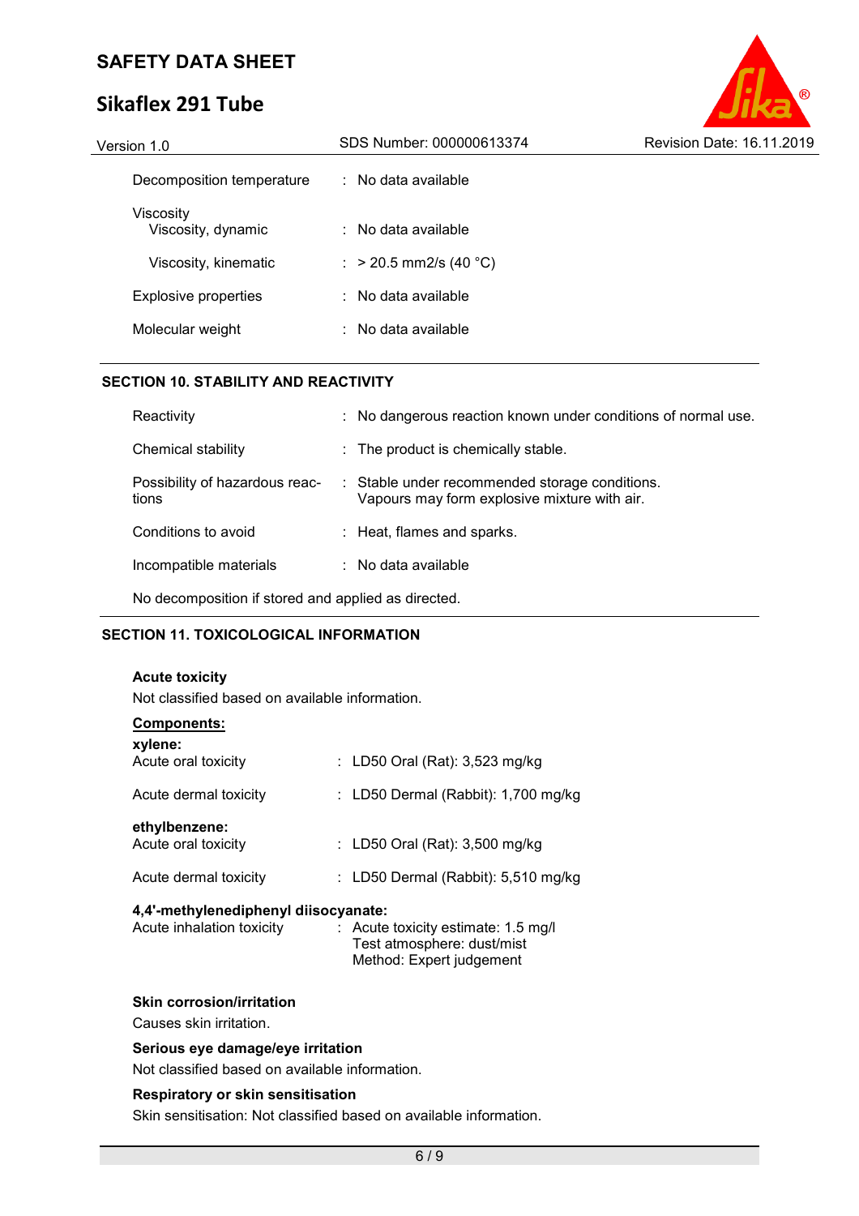| | |
|---|---|
| Decomposition temperature | : No data available |
| Viscosity<br>Viscosity, dynamic | : No data available |
| Viscosity, kinematic | : > 20.5 mm2/s (40 °C) |
| Explosive properties | : No data available |
| Molecular weight | : No data available |

## SECTION 10. STABILITY AND REACTIVITY

| | |
|---|---|
| Reactivity | : No dangerous reaction known under conditions of normal use. |
| Chemical stability | : The product is chemically stable. |
| Possibility of hazardous reactions | : Stable under recommended storage conditions.<br>Vapours may form explosive mixture with air. |
| Conditions to avoid | : Heat, flames and sparks. |
| Incompatible materials | : No data available |

No decomposition if stored and applied as directed.

## SECTION 11. TOXICOLOGICAL INFORMATION

**Acute toxicity**

Not classified based on available information.

**Components:**

**xylene:**

| | |
|---|---|
| Acute oral toxicity | : LD50 Oral (Rat): 3,523 mg/kg |
| Acute dermal toxicity | : LD50 Dermal (Rabbit): 1,700 mg/kg |

**ethylbenzene:**

| | |
|---|---|
| Acute oral toxicity | : LD50 Oral (Rat): 3,500 mg/kg |
| Acute dermal toxicity | : LD50 Dermal (Rabbit): 5,510 mg/kg |

**4,4'-methylenediphenyl diisocyanate:**

| | |
|---|---|
| Acute inhalation toxicity | : Acute toxicity estimate: 1.5 mg/l<br>Test atmosphere: dust/mist<br>Method: Expert judgement |

**Skin corrosion/irritation**

Causes skin irritation.

**Serious eye damage/eye irritation**

Not classified based on available information.

**Respiratory or skin sensitisation**

Skin sensitisation: Not classified based on available information.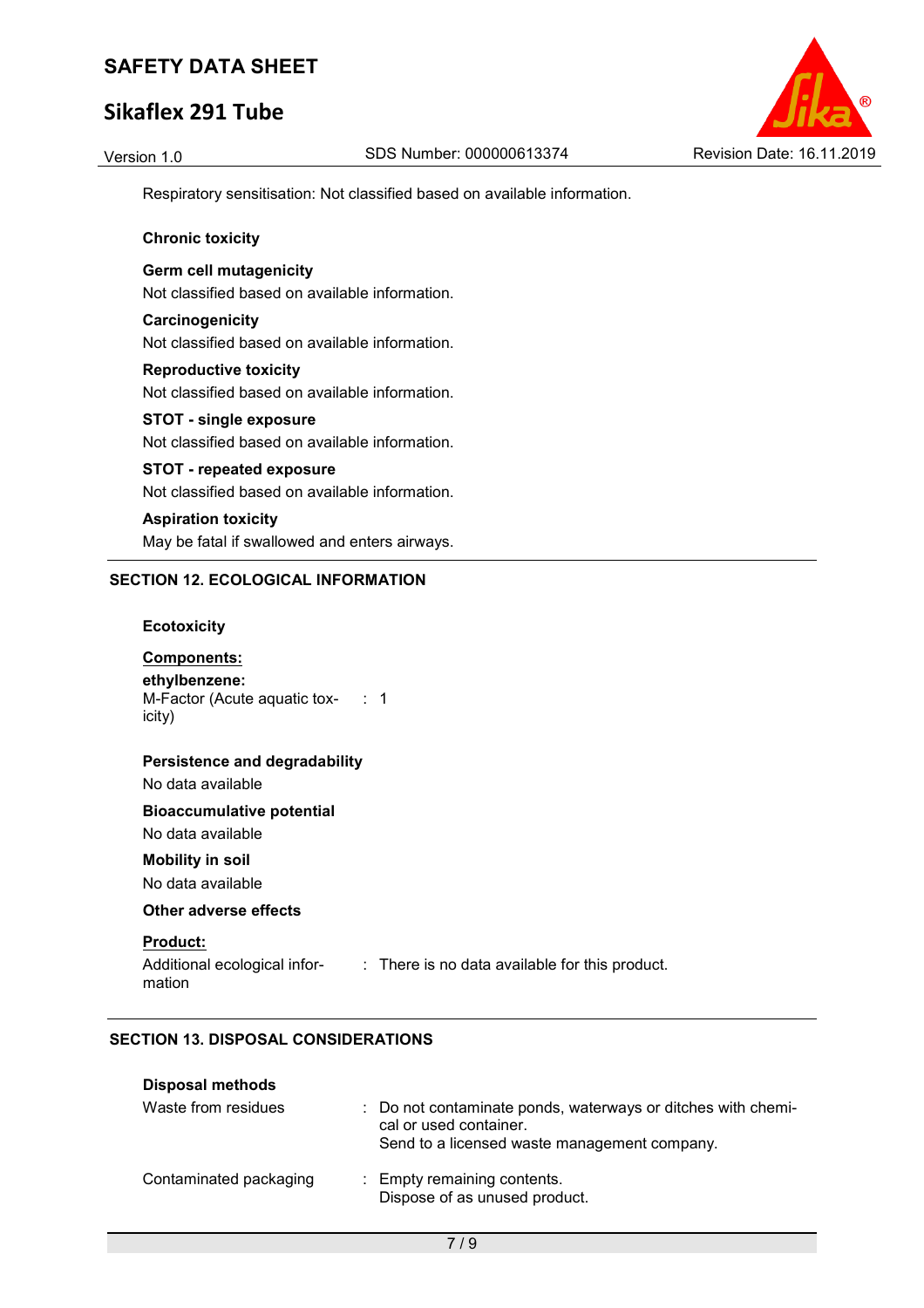Respiratory sensitisation: Not classified based on available information.

**Chronic toxicity**

**Germ cell mutagenicity**

Not classified based on available information.

**Carcinogenicity**

Not classified based on available information.

**Reproductive toxicity**

Not classified based on available information.

**STOT - single exposure**

Not classified based on available information.

**STOT - repeated exposure**

Not classified based on available information.

**Aspiration toxicity**

May be fatal if swallowed and enters airways.

## SECTION 12. ECOLOGICAL INFORMATION

**Ecotoxicity**

**Components:**

**ethylbenzene:**

| | |
|---|---|
| M-Factor (Acute aquatic toxicity) | : 1 |

**Persistence and degradability**

No data available

**Bioaccumulative potential**

No data available

**Mobility in soil**

No data available

**Other adverse effects**

**Product:**

| | |
|---|---|
| Additional ecological information | : There is no data available for this product. |

## SECTION 13. DISPOSAL CONSIDERATIONS

**Disposal methods**

| | |
|---|---|
| Waste from residues | : Do not contaminate ponds, waterways or ditches with chemical or used container. Send to a licensed waste management company. |
| Contaminated packaging | : Empty remaining contents. Dispose of as unused product. |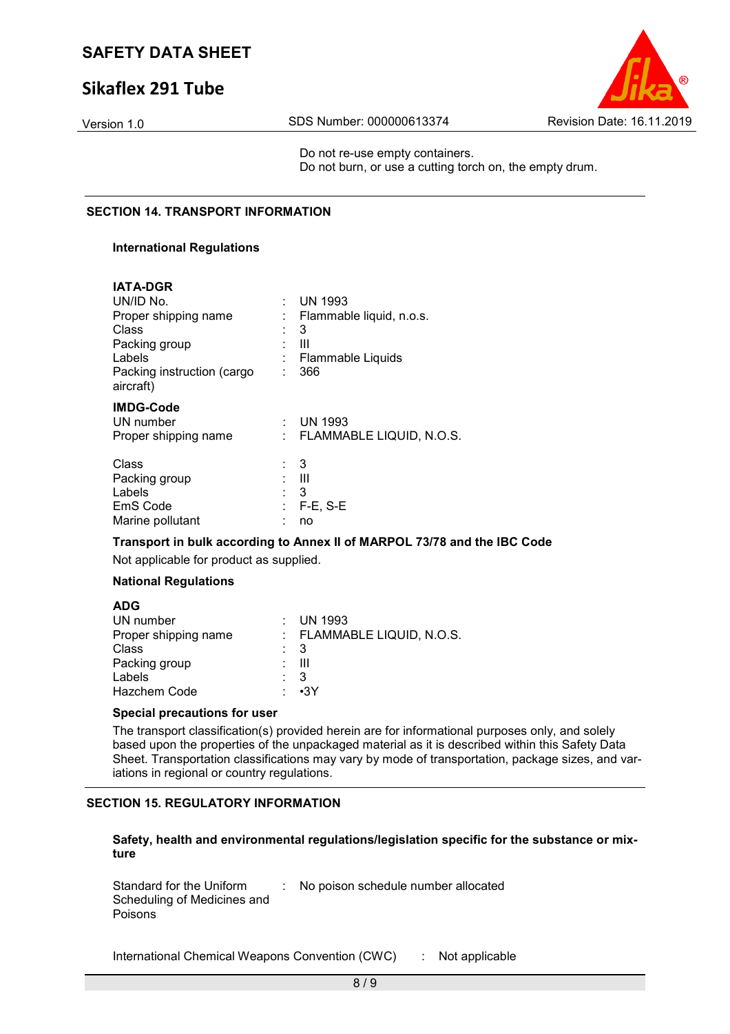Do not re-use empty containers.
Do not burn, or use a cutting torch on, the empty drum.

## SECTION 14. TRANSPORT INFORMATION

### International Regulations

**IATA-DGR**

| | | |
|---|---|---|
| UN/ID No. | : | UN 1993 |
| Proper shipping name | : | Flammable liquid, n.o.s. |
| Class | : | 3 |
| Packing group | : | III |
| Labels | : | Flammable Liquids |
| Packing instruction (cargo aircraft) | : | 366 |

**IMDG-Code**

| | | |
|---|---|---|
| UN number | : | UN 1993 |
| Proper shipping name | : | FLAMMABLE LIQUID, N.O.S. |
| Class | : | 3 |
| Packing group | : | III |
| Labels | : | 3 |
| EmS Code | : | F-E, S-E |
| Marine pollutant | : | no |

**Transport in bulk according to Annex II of MARPOL 73/78 and the IBC Code**

Not applicable for product as supplied.

### National Regulations

**ADG**

| | | |
|---|---|---|
| UN number | : | UN 1993 |
| Proper shipping name | : | FLAMMABLE LIQUID, N.O.S. |
| Class | : | 3 |
| Packing group | : | III |
| Labels | : | 3 |
| Hazchem Code | : | •3Y |

**Special precautions for user**

The transport classification(s) provided herein are for informational purposes only, and solely based upon the properties of the unpackaged material as it is described within this Safety Data Sheet. Transportation classifications may vary by mode of transportation, package sizes, and variations in regional or country regulations.

## SECTION 15. REGULATORY INFORMATION

**Safety, health and environmental regulations/legislation specific for the substance or mixture**

| | | |
|---|---|---|
| Standard for the Uniform Scheduling of Medicines and Poisons | : | No poison schedule number allocated |
| International Chemical Weapons Convention (CWC) | : | Not applicable |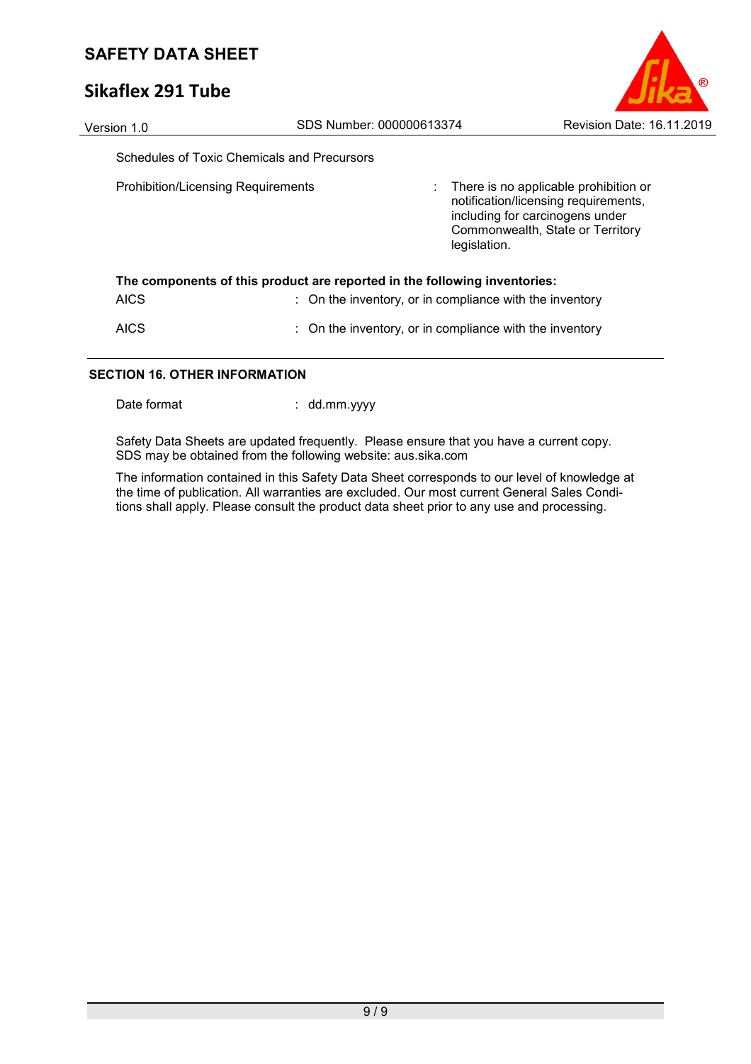Schedules of Toxic Chemicals and Precursors

Prohibition/Licensing Requirements : There is no applicable prohibition or notification/licensing requirements, including for carcinogens under Commonwealth, State or Territory legislation.

**The components of this product are reported in the following inventories:**

AICS : On the inventory, or in compliance with the inventory

AICS : On the inventory, or in compliance with the inventory

## SECTION 16. OTHER INFORMATION

Date format : dd.mm.yyyy

Safety Data Sheets are updated frequently. Please ensure that you have a current copy. SDS may be obtained from the following website: aus.sika.com

The information contained in this Safety Data Sheet corresponds to our level of knowledge at the time of publication. All warranties are excluded. Our most current General Sales Conditions shall apply. Please consult the product data sheet prior to any use and processing.